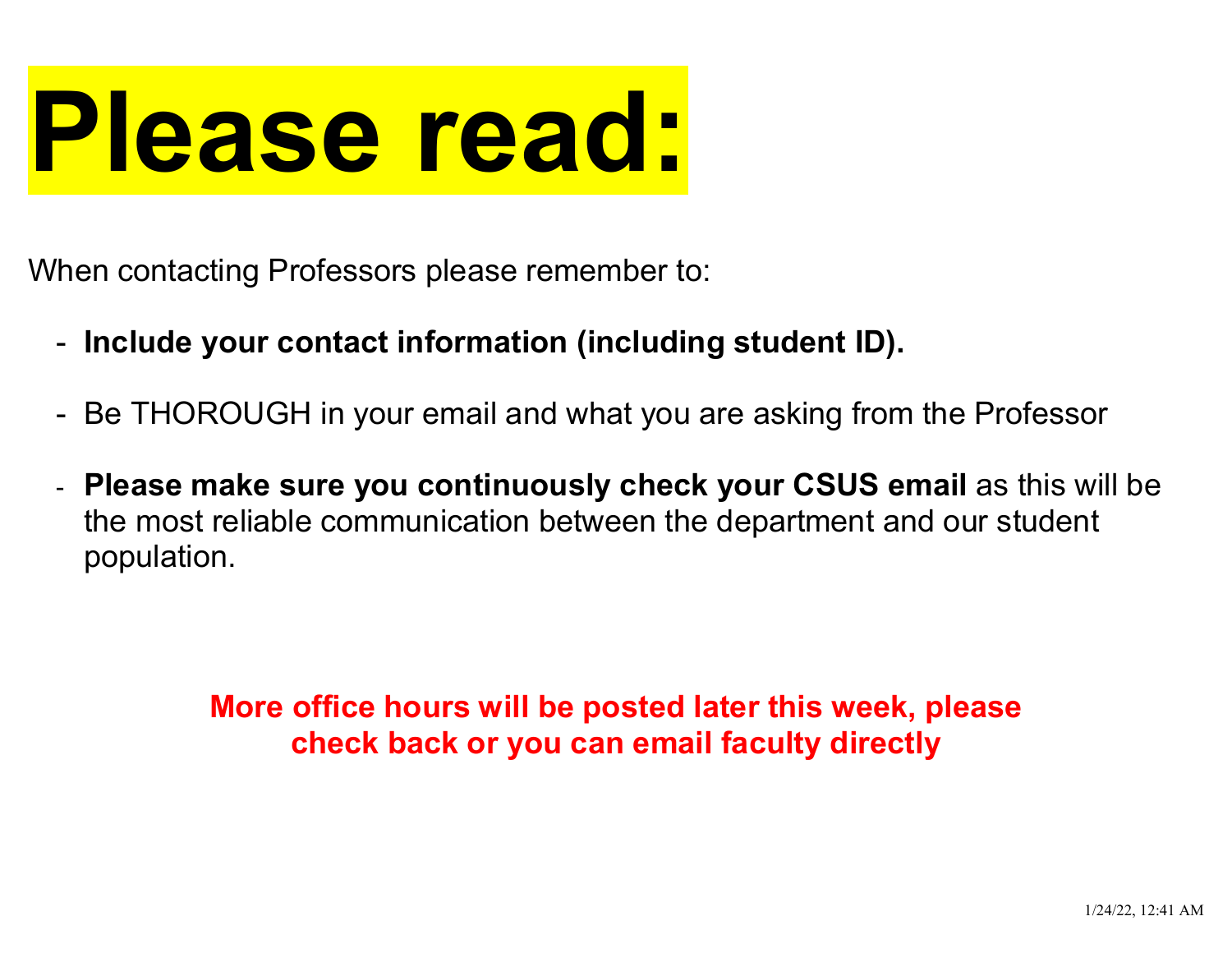# Please read:

When contacting Professors please remember to:

- **Include your contact information (including student ID).**
- Be THOROUGH in your email and what you are asking from the Professor
- **Please make sure you continuously check your CSUS email** as this will be the most reliable communication between the department and our student population.

**More office hours will be posted later this week, please check back or you can email faculty directly**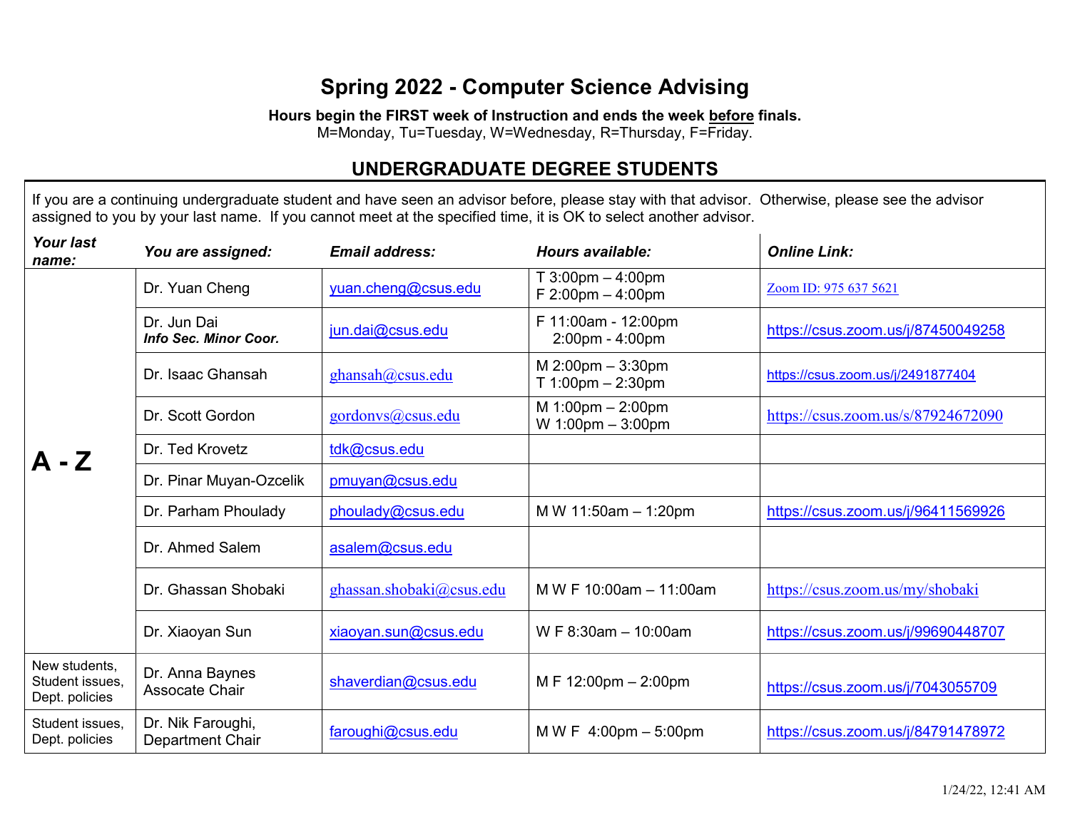# Spring 2022 - Computer Science Advising

**Hours begin the FIRST week of Instruction and ends the week before finals.**
M=Monday, Tu=Tuesday, W=Wednesday, R=Thursday, F=Friday.

## UNDERGRADUATE DEGREE STUDENTS

If you are a continuing undergraduate student and have seen an advisor before, please stay with that advisor. Otherwise, please see the advisor assigned to you by your last name. If you cannot meet at the specified time, it is OK to select another advisor.

| *Your last name:* | *You are assigned:* | *Email address:* | *Hours available:* | *Online Link:* |
|---|---|---|---|---|
| **A - Z** | Dr. Yuan Cheng | yuan.cheng@csus.edu | T 3:00pm – 4:00pm<br>F 2:00pm – 4:00pm | Zoom ID: 975 637 5621 |
| | Dr. Jun Dai<br>***Info Sec. Minor Coor.*** | jun.dai@csus.edu | F 11:00am - 12:00pm<br>2:00pm - 4:00pm | https://csus.zoom.us/j/87450049258 |
| | Dr. Isaac Ghansah | ghansah@csus.edu | M 2:00pm – 3:30pm<br>T 1:00pm – 2:30pm | https://csus.zoom.us/j/2491877404 |
| | Dr. Scott Gordon | gordonvs@csus.edu | M 1:00pm – 2:00pm<br>W 1:00pm – 3:00pm | https://csus.zoom.us/s/87924672090 |
| | Dr. Ted Krovetz | tdk@csus.edu | | |
| | Dr. Pinar Muyan-Ozcelik | pmuyan@csus.edu | | |
| | Dr. Parham Phoulady | phoulady@csus.edu | M W 11:50am – 1:20pm | https://csus.zoom.us/j/96411569926 |
| | Dr. Ahmed Salem | asalem@csus.edu | | |
| | Dr. Ghassan Shobaki | ghassan.shobaki@csus.edu | M W F 10:00am – 11:00am | https://csus.zoom.us/my/shobaki |
| | Dr. Xiaoyan Sun | xiaoyan.sun@csus.edu | W F 8:30am – 10:00am | https://csus.zoom.us/j/99690448707 |
| New students, Student issues, Dept. policies | Dr. Anna Baynes<br>Assocate Chair | shaverdian@csus.edu | M F 12:00pm – 2:00pm | https://csus.zoom.us/j/7043055709 |
| Student issues, Dept. policies | Dr. Nik Faroughi,<br>Department Chair | faroughi@csus.edu | M W F 4:00pm – 5:00pm | https://csus.zoom.us/j/84791478972 |

1/24/22, 12:41 AM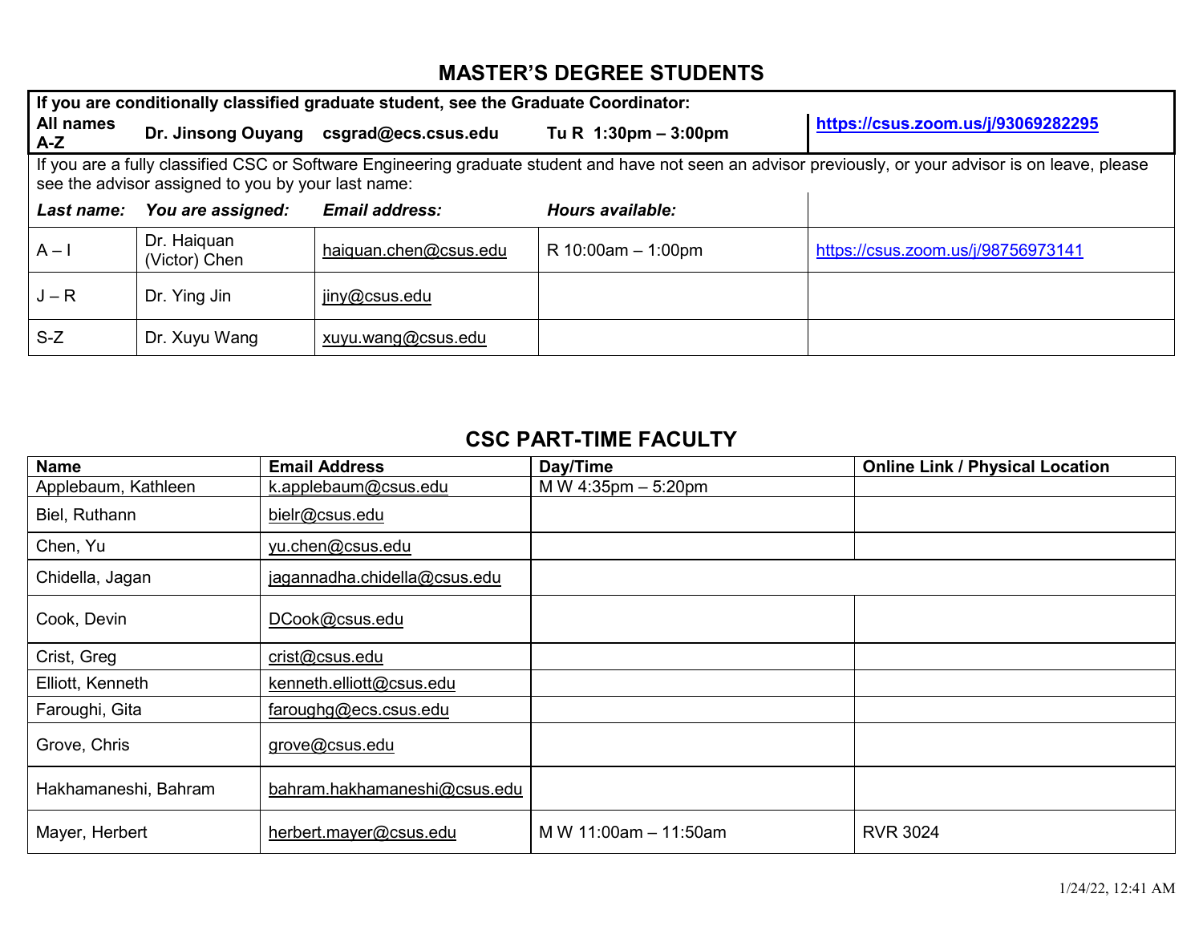## MASTER'S DEGREE STUDENTS

| | | | | |
|---|---|---|---|---|
| **If you are conditionally classified graduate student, see the Graduate Coordinator:** | | | | |
| **All names A-Z** | **Dr. Jinsong Ouyang** | **csgrad@ecs.csus.edu** | **Tu R 1:30pm – 3:00pm** | **https://csus.zoom.us/j/93069282295** |
| If you are a fully classified CSC or Software Engineering graduate student and have not seen an advisor previously, or your advisor is on leave, please see the advisor assigned to you by your last name: | | | | |
| ***Last name:*** | ***You are assigned:*** | ***Email address:*** | ***Hours available:*** | |
| A – I | Dr. Haiquan (Victor) Chen | haiquan.chen@csus.edu | R 10:00am – 1:00pm | https://csus.zoom.us/j/98756973141 |
| J – R | Dr. Ying Jin | jiny@csus.edu | | |
| S-Z | Dr. Xuyu Wang | xuyu.wang@csus.edu | | |

## CSC PART-TIME FACULTY

| Name | Email Address | Day/Time | Online Link / Physical Location |
|---|---|---|---|
| Applebaum, Kathleen | k.applebaum@csus.edu | M W 4:35pm – 5:20pm | |
| Biel, Ruthann | bielr@csus.edu | | |
| Chen, Yu | yu.chen@csus.edu | | |
| Chidella, Jagan | jagannadha.chidella@csus.edu | | |
| Cook, Devin | DCook@csus.edu | | |
| Crist, Greg | crist@csus.edu | | |
| Elliott, Kenneth | kenneth.elliott@csus.edu | | |
| Faroughi, Gita | faroughg@ecs.csus.edu | | |
| Grove, Chris | grove@csus.edu | | |
| Hakhamaneshi, Bahram | bahram.hakhamaneshi@csus.edu | | |
| Mayer, Herbert | herbert.mayer@csus.edu | M W 11:00am – 11:50am | RVR 3024 |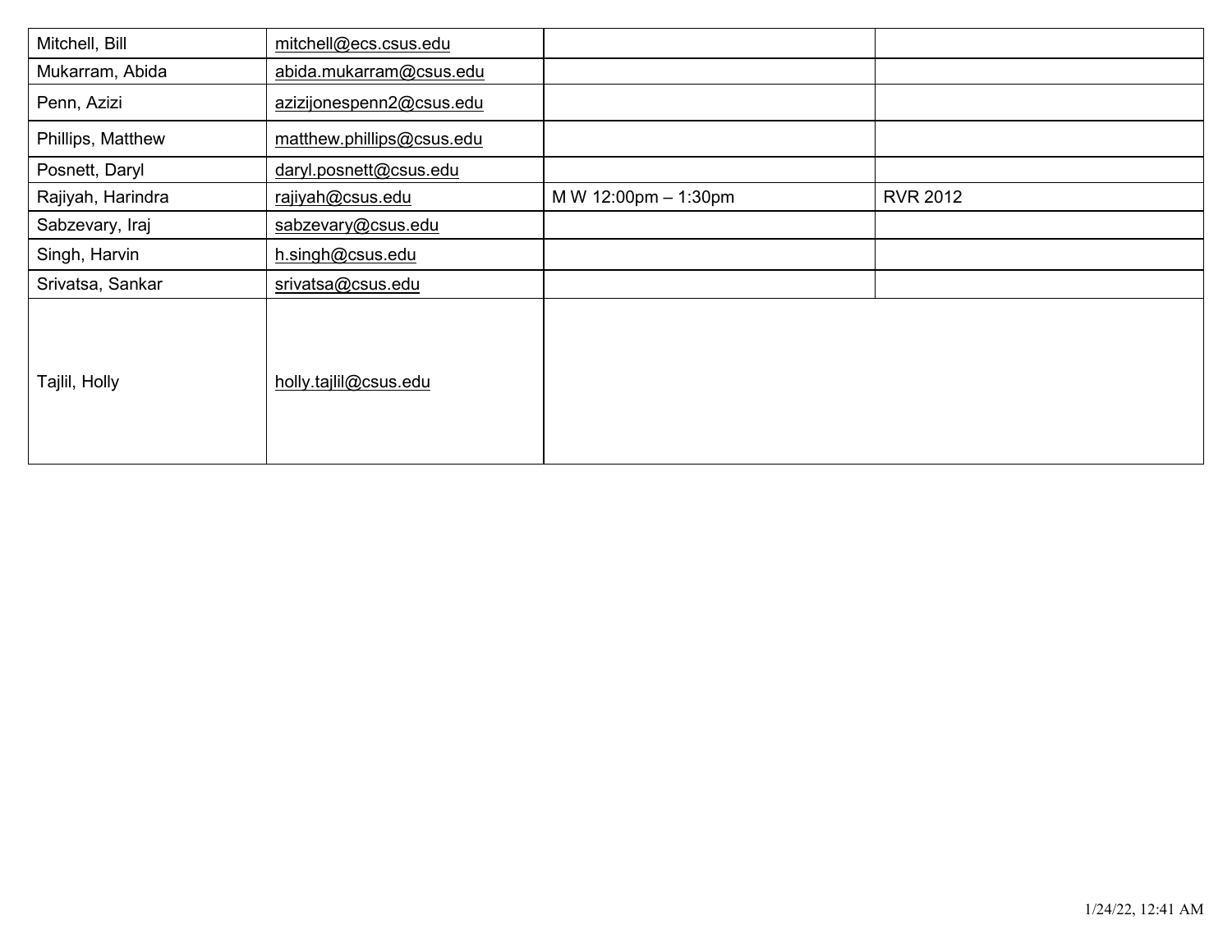| | | | |
|---|---|---|---|
| Mitchell, Bill | mitchell@ecs.csus.edu | | |
| Mukarram, Abida | abida.mukarram@csus.edu | | |
| Penn, Azizi | azizijonespenn2@csus.edu | | |
| Phillips, Matthew | matthew.phillips@csus.edu | | |
| Posnett, Daryl | daryl.posnett@csus.edu | | |
| Rajiyah, Harindra | rajiyah@csus.edu | M W 12:00pm – 1:30pm | RVR 2012 |
| Sabzevary, Iraj | sabzevary@csus.edu | | |
| Singh, Harvin | h.singh@csus.edu | | |
| Srivatsa, Sankar | srivatsa@csus.edu | | |
| Tajlil, Holly | holly.tajlil@csus.edu | | |

1/24/22, 12:41 AM